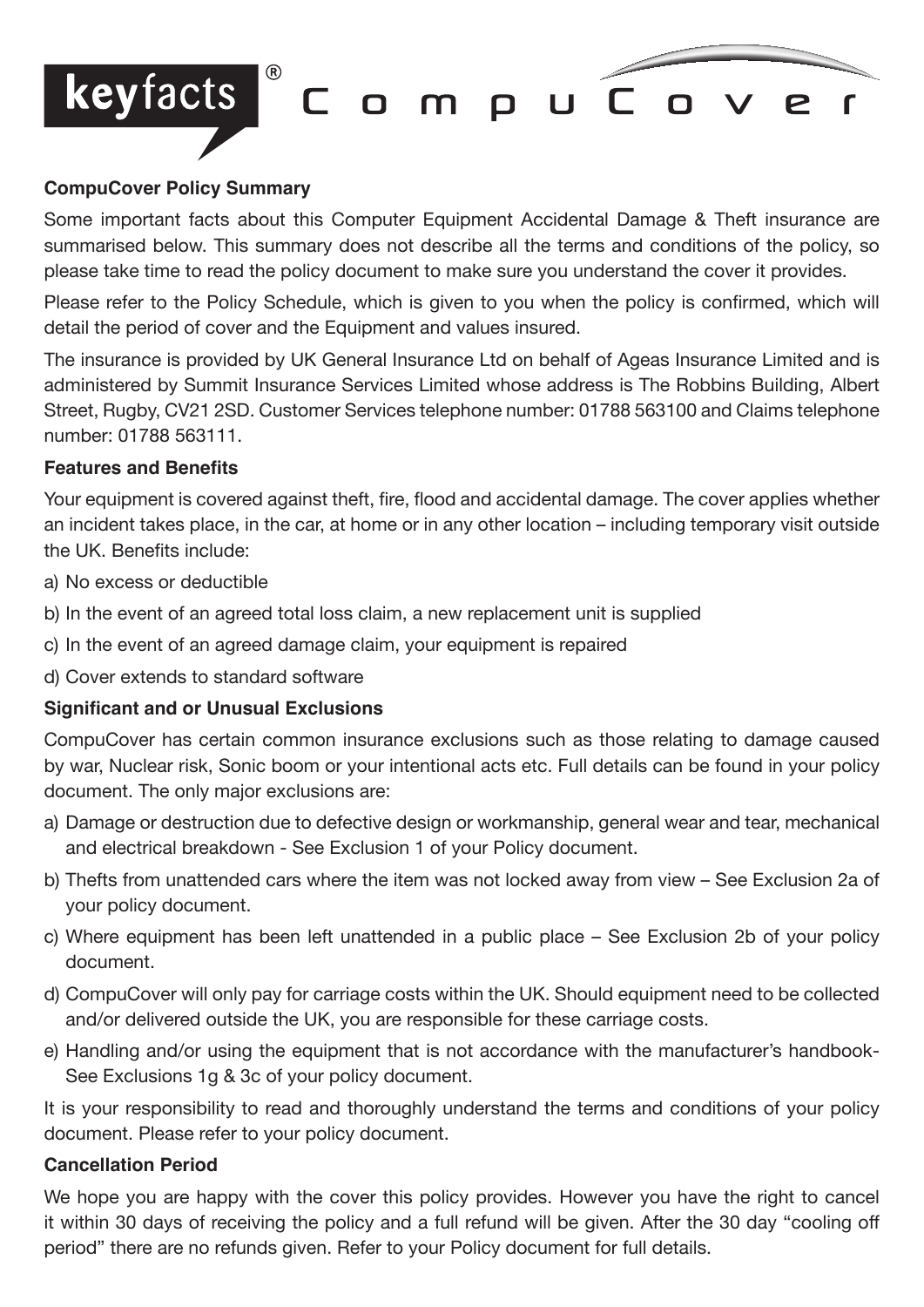keyfacts® CompuCover

## CompuCover Policy Summary

Some important facts about this Computer Equipment Accidental Damage & Theft insurance are summarised below. This summary does not describe all the terms and conditions of the policy, so please take time to read the policy document to make sure you understand the cover it provides.

Please refer to the Policy Schedule, which is given to you when the policy is confirmed, which will detail the period of cover and the Equipment and values insured.

The insurance is provided by UK General Insurance Ltd on behalf of Ageas Insurance Limited and is administered by Summit Insurance Services Limited whose address is The Robbins Building, Albert Street, Rugby, CV21 2SD. Customer Services telephone number: 01788 563100 and Claims telephone number: 01788 563111.

### Features and Benefits

Your equipment is covered against theft, fire, flood and accidental damage. The cover applies whether an incident takes place, in the car, at home or in any other location – including temporary visit outside the UK. Benefits include:

a) No excess or deductible

b) In the event of an agreed total loss claim, a new replacement unit is supplied

c) In the event of an agreed damage claim, your equipment is repaired

d) Cover extends to standard software

### Significant and or Unusual Exclusions

CompuCover has certain common insurance exclusions such as those relating to damage caused by war, Nuclear risk, Sonic boom or your intentional acts etc. Full details can be found in your policy document. The only major exclusions are:

a) Damage or destruction due to defective design or workmanship, general wear and tear, mechanical and electrical breakdown - See Exclusion 1 of your Policy document.

b) Thefts from unattended cars where the item was not locked away from view – See Exclusion 2a of your policy document.

c) Where equipment has been left unattended in a public place – See Exclusion 2b of your policy document.

d) CompuCover will only pay for carriage costs within the UK. Should equipment need to be collected and/or delivered outside the UK, you are responsible for these carriage costs.

e) Handling and/or using the equipment that is not accordance with the manufacturer's handbook- See Exclusions 1g & 3c of your policy document.

It is your responsibility to read and thoroughly understand the terms and conditions of your policy document. Please refer to your policy document.

### Cancellation Period

We hope you are happy with the cover this policy provides. However you have the right to cancel it within 30 days of receiving the policy and a full refund will be given. After the 30 day "cooling off period" there are no refunds given. Refer to your Policy document for full details.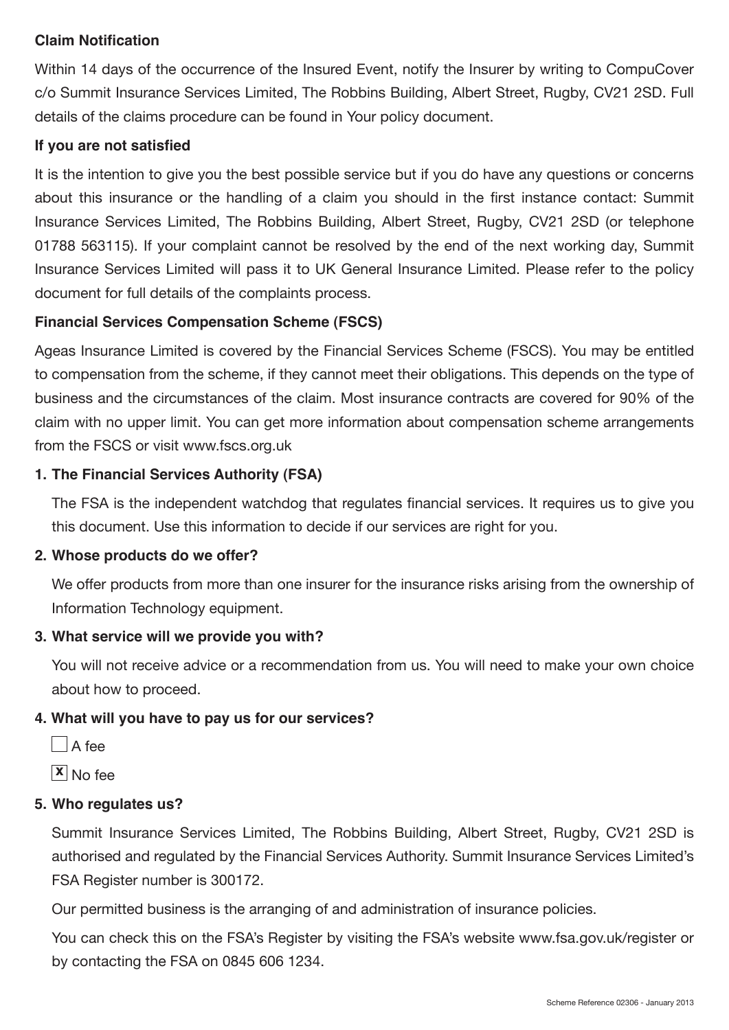**Claim Notification**

Within 14 days of the occurrence of the Insured Event, notify the Insurer by writing to CompuCover c/o Summit Insurance Services Limited, The Robbins Building, Albert Street, Rugby, CV21 2SD. Full details of the claims procedure can be found in Your policy document.

**If you are not satisfied**

It is the intention to give you the best possible service but if you do have any questions or concerns about this insurance or the handling of a claim you should in the first instance contact: Summit Insurance Services Limited, The Robbins Building, Albert Street, Rugby, CV21 2SD (or telephone 01788 563115). If your complaint cannot be resolved by the end of the next working day, Summit Insurance Services Limited will pass it to UK General Insurance Limited. Please refer to the policy document for full details of the complaints process.

**Financial Services Compensation Scheme (FSCS)**

Ageas Insurance Limited is covered by the Financial Services Scheme (FSCS). You may be entitled to compensation from the scheme, if they cannot meet their obligations. This depends on the type of business and the circumstances of the claim. Most insurance contracts are covered for 90% of the claim with no upper limit. You can get more information about compensation scheme arrangements from the FSCS or visit www.fscs.org.uk

**1. The Financial Services Authority (FSA)**

The FSA is the independent watchdog that regulates financial services. It requires us to give you this document. Use this information to decide if our services are right for you.

**2. Whose products do we offer?**

We offer products from more than one insurer for the insurance risks arising from the ownership of Information Technology equipment.

**3. What service will we provide you with?**

You will not receive advice or a recommendation from us. You will need to make your own choice about how to proceed.

**4. What will you have to pay us for our services?**

☐ A fee

☒ No fee

**5. Who regulates us?**

Summit Insurance Services Limited, The Robbins Building, Albert Street, Rugby, CV21 2SD is authorised and regulated by the Financial Services Authority. Summit Insurance Services Limited's FSA Register number is 300172.

Our permitted business is the arranging of and administration of insurance policies.

You can check this on the FSA's Register by visiting the FSA's website www.fsa.gov.uk/register or by contacting the FSA on 0845 606 1234.

Scheme Reference 02306 - January 2013